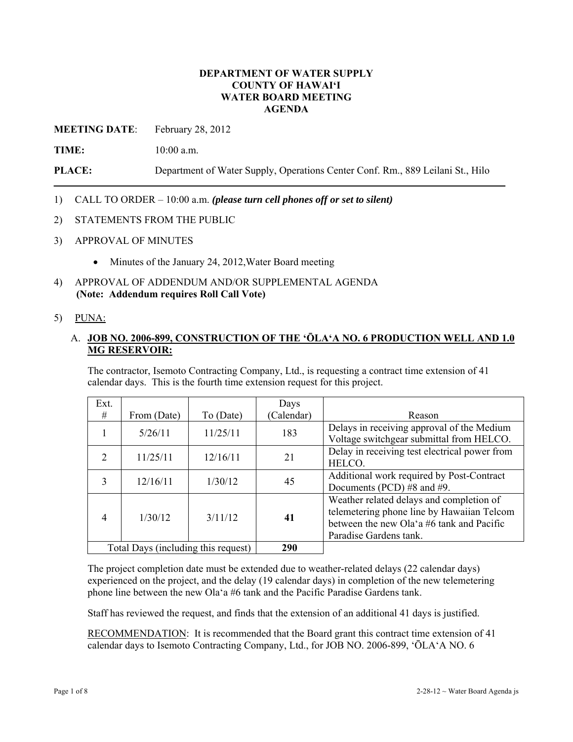**DEPARTMENT OF WATER SUPPLY**
**COUNTY OF HAWAI'I**
**WATER BOARD MEETING**
**AGENDA**

**MEETING DATE**: February 28, 2012

**TIME:** 10:00 a.m.

**PLACE:** Department of Water Supply, Operations Center Conf. Rm., 889 Leilani St., Hilo

---

1) CALL TO ORDER – 10:00 a.m. ***(please turn cell phones off or set to silent)***

2) STATEMENTS FROM THE PUBLIC

3) APPROVAL OF MINUTES

- Minutes of the January 24, 2012,Water Board meeting

4) APPROVAL OF ADDENDUM AND/OR SUPPLEMENTAL AGENDA
**(Note: Addendum requires Roll Call Vote)**

5) PUNA:

A. **JOB NO. 2006-899, CONSTRUCTION OF THE 'ŌLA'A NO. 6 PRODUCTION WELL AND 1.0 MG RESERVOIR:**

The contractor, Isemoto Contracting Company, Ltd., is requesting a contract time extension of 41 calendar days. This is the fourth time extension request for this project.

| Ext. # | From (Date) | To (Date) | Days (Calendar) | Reason |
|---|---|---|---|---|
| 1 | 5/26/11 | 11/25/11 | 183 | Delays in receiving approval of the Medium Voltage switchgear submittal from HELCO. |
| 2 | 11/25/11 | 12/16/11 | 21 | Delay in receiving test electrical power from HELCO. |
| 3 | 12/16/11 | 1/30/12 | 45 | Additional work required by Post-Contract Documents (PCD) #8 and #9. |
| 4 | 1/30/12 | 3/11/12 | **41** | Weather related delays and completion of telemetering phone line by Hawaiian Telcom between the new Ola'a #6 tank and Pacific Paradise Gardens tank. |
| Total Days (including this request) | | | **290** | |

The project completion date must be extended due to weather-related delays (22 calendar days) experienced on the project, and the delay (19 calendar days) in completion of the new telemetering phone line between the new Ola'a #6 tank and the Pacific Paradise Gardens tank.

Staff has reviewed the request, and finds that the extension of an additional 41 days is justified.

RECOMMENDATION: It is recommended that the Board grant this contract time extension of 41 calendar days to Isemoto Contracting Company, Ltd., for JOB NO. 2006-899, 'ŌLA'A NO. 6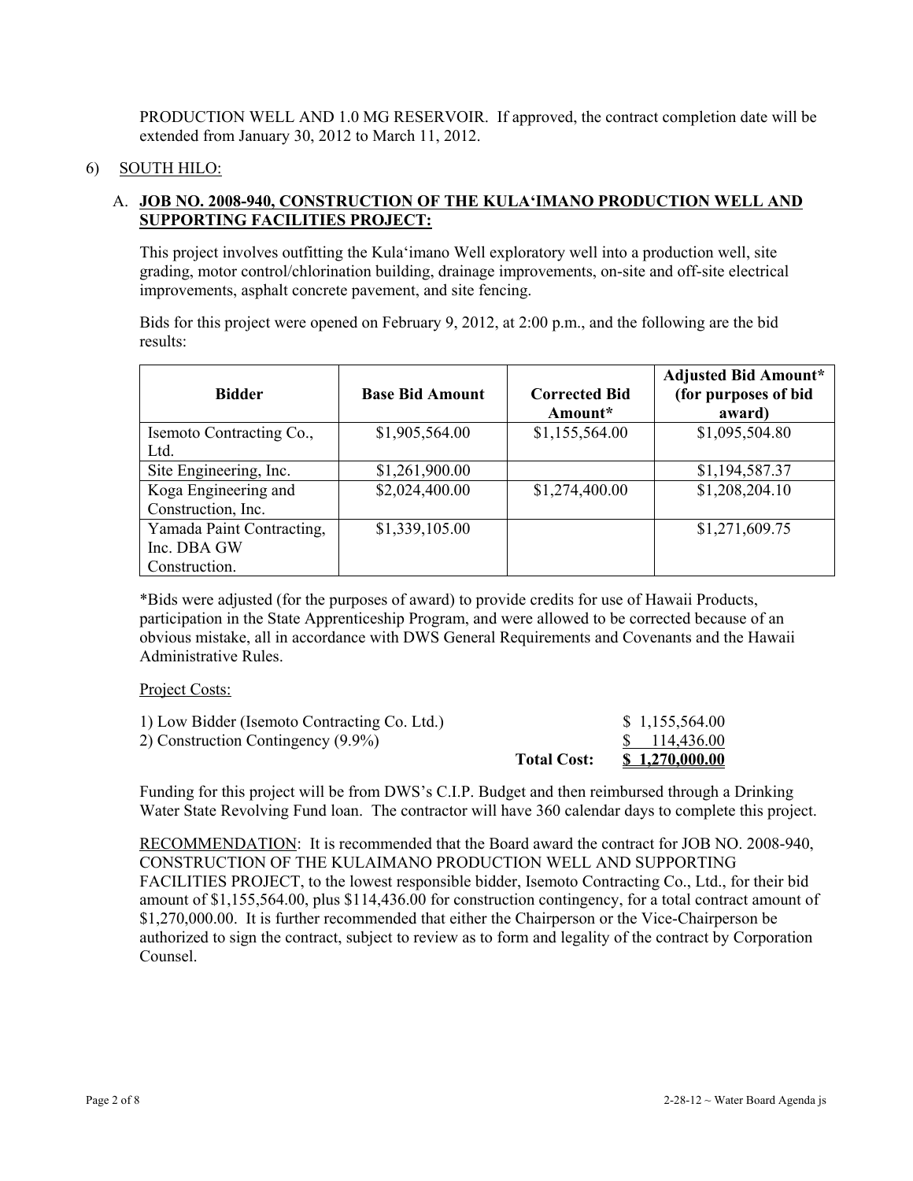PRODUCTION WELL AND 1.0 MG RESERVOIR. If approved, the contract completion date will be extended from January 30, 2012 to March 11, 2012.

6) SOUTH HILO:

A. **JOB NO. 2008-940, CONSTRUCTION OF THE KULA'IMANO PRODUCTION WELL AND SUPPORTING FACILITIES PROJECT:**

This project involves outfitting the Kula'imano Well exploratory well into a production well, site grading, motor control/chlorination building, drainage improvements, on-site and off-site electrical improvements, asphalt concrete pavement, and site fencing.

Bids for this project were opened on February 9, 2012, at 2:00 p.m., and the following are the bid results:

| Bidder | Base Bid Amount | Corrected Bid Amount* | Adjusted Bid Amount* (for purposes of bid award) |
|---|---|---|---|
| Isemoto Contracting Co., Ltd. | $1,905,564.00 | $1,155,564.00 | $1,095,504.80 |
| Site Engineering, Inc. | $1,261,900.00 | | $1,194,587.37 |
| Koga Engineering and Construction, Inc. | $2,024,400.00 | $1,274,400.00 | $1,208,204.10 |
| Yamada Paint Contracting, Inc. DBA GW Construction. | $1,339,105.00 | | $1,271,609.75 |

*Bids were adjusted (for the purposes of award) to provide credits for use of Hawaii Products, participation in the State Apprenticeship Program, and were allowed to be corrected because of an obvious mistake, all in accordance with DWS General Requirements and Covenants and the Hawaii Administrative Rules.

Project Costs:

| | | |
|---|---|---|
| 1) Low Bidder (Isemoto Contracting Co. Ltd.) | | $ 1,155,564.00 |
| 2) Construction Contingency (9.9%) | | $ 114,436.00 |
| | **Total Cost:** | **$ 1,270,000.00** |

Funding for this project will be from DWS's C.I.P. Budget and then reimbursed through a Drinking Water State Revolving Fund loan. The contractor will have 360 calendar days to complete this project.

RECOMMENDATION: It is recommended that the Board award the contract for JOB NO. 2008-940, CONSTRUCTION OF THE KULAIMANO PRODUCTION WELL AND SUPPORTING FACILITIES PROJECT, to the lowest responsible bidder, Isemoto Contracting Co., Ltd., for their bid amount of $1,155,564.00, plus $114,436.00 for construction contingency, for a total contract amount of $1,270,000.00. It is further recommended that either the Chairperson or the Vice-Chairperson be authorized to sign the contract, subject to review as to form and legality of the contract by Corporation Counsel.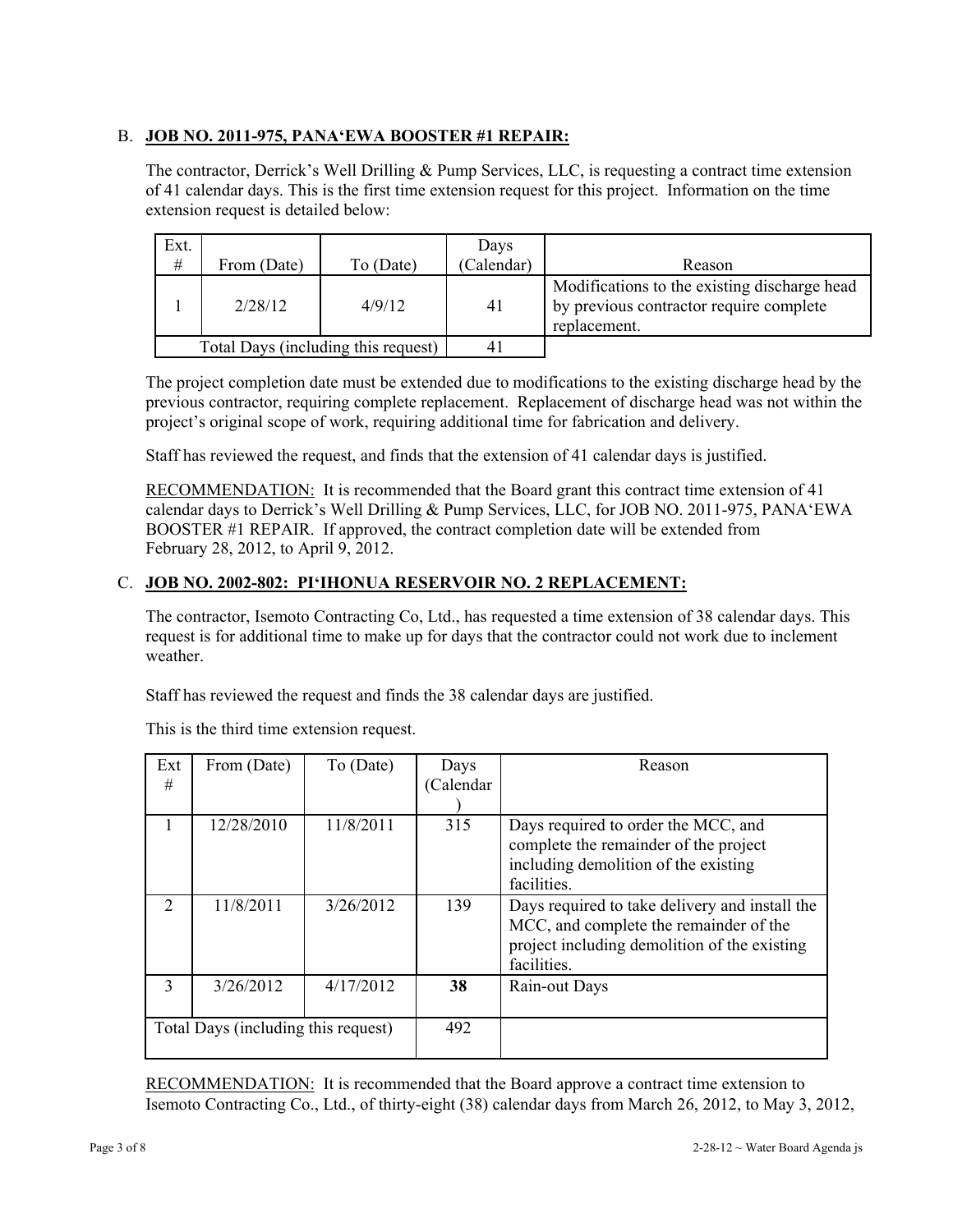B. **JOB NO. 2011-975, PANA‘EWA BOOSTER #1 REPAIR:**

The contractor, Derrick's Well Drilling & Pump Services, LLC, is requesting a contract time extension of 41 calendar days. This is the first time extension request for this project. Information on the time extension request is detailed below:

| Ext. # | From (Date) | To (Date) | Days (Calendar) | Reason |
|---|---|---|---|---|
| 1 | 2/28/12 | 4/9/12 | 41 | Modifications to the existing discharge head by previous contractor require complete replacement. |
| Total Days (including this request) | | | 41 | |

The project completion date must be extended due to modifications to the existing discharge head by the previous contractor, requiring complete replacement. Replacement of discharge head was not within the project's original scope of work, requiring additional time for fabrication and delivery.

Staff has reviewed the request, and finds that the extension of 41 calendar days is justified.

RECOMMENDATION: It is recommended that the Board grant this contract time extension of 41 calendar days to Derrick's Well Drilling & Pump Services, LLC, for JOB NO. 2011-975, PANA‘EWA BOOSTER #1 REPAIR. If approved, the contract completion date will be extended from February 28, 2012, to April 9, 2012.

C. **JOB NO. 2002-802: PI‘IHONUA RESERVOIR NO. 2 REPLACEMENT:**

The contractor, Isemoto Contracting Co, Ltd., has requested a time extension of 38 calendar days. This request is for additional time to make up for days that the contractor could not work due to inclement weather.

Staff has reviewed the request and finds the 38 calendar days are justified.

This is the third time extension request.

| Ext # | From (Date) | To (Date) | Days (Calendar) | Reason |
|---|---|---|---|---|
| 1 | 12/28/2010 | 11/8/2011 | 315 | Days required to order the MCC, and complete the remainder of the project including demolition of the existing facilities. |
| 2 | 11/8/2011 | 3/26/2012 | 139 | Days required to take delivery and install the MCC, and complete the remainder of the project including demolition of the existing facilities. |
| 3 | 3/26/2012 | 4/17/2012 | **38** | Rain-out Days |
| Total Days (including this request) | | | 492 | |

RECOMMENDATION: It is recommended that the Board approve a contract time extension to Isemoto Contracting Co., Ltd., of thirty-eight (38) calendar days from March 26, 2012, to May 3, 2012,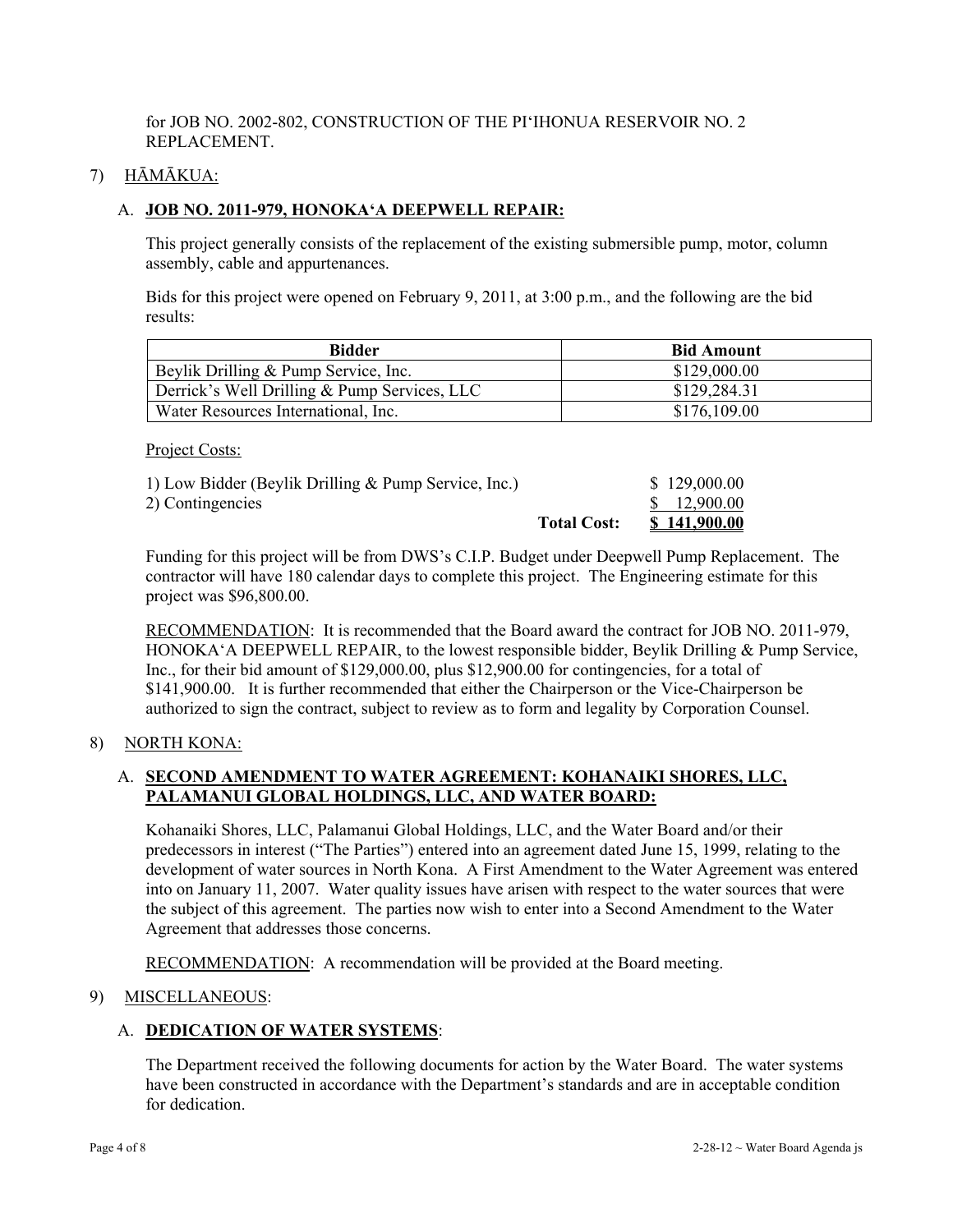for JOB NO. 2002-802, CONSTRUCTION OF THE PI'IHONUA RESERVOIR NO. 2 REPLACEMENT.

7) HĀMĀKUA:

A. **JOB NO. 2011-979, HONOKA'A DEEPWELL REPAIR:**

This project generally consists of the replacement of the existing submersible pump, motor, column assembly, cable and appurtenances.

Bids for this project were opened on February 9, 2011, at 3:00 p.m., and the following are the bid results:

| Bidder | Bid Amount |
|---|---|
| Beylik Drilling & Pump Service, Inc. | $129,000.00 |
| Derrick's Well Drilling & Pump Services, LLC | $129,284.31 |
| Water Resources International, Inc. | $176,109.00 |

Project Costs:

| | | |
|---|---|---|
| 1) Low Bidder (Beylik Drilling & Pump Service, Inc.) | | $ 129,000.00 |
| 2) Contingencies | | $ 12,900.00 |
| | **Total Cost:** | **$ 141,900.00** |

Funding for this project will be from DWS's C.I.P. Budget under Deepwell Pump Replacement. The contractor will have 180 calendar days to complete this project. The Engineering estimate for this project was $96,800.00.

RECOMMENDATION: It is recommended that the Board award the contract for JOB NO. 2011-979, HONOKA'A DEEPWELL REPAIR, to the lowest responsible bidder, Beylik Drilling & Pump Service, Inc., for their bid amount of $129,000.00, plus $12,900.00 for contingencies, for a total of $141,900.00. It is further recommended that either the Chairperson or the Vice-Chairperson be authorized to sign the contract, subject to review as to form and legality by Corporation Counsel.

8) NORTH KONA:

A. **SECOND AMENDMENT TO WATER AGREEMENT: KOHANAIKI SHORES, LLC, PALAMANUI GLOBAL HOLDINGS, LLC, AND WATER BOARD:**

Kohanaiki Shores, LLC, Palamanui Global Holdings, LLC, and the Water Board and/or their predecessors in interest ("The Parties") entered into an agreement dated June 15, 1999, relating to the development of water sources in North Kona. A First Amendment to the Water Agreement was entered into on January 11, 2007. Water quality issues have arisen with respect to the water sources that were the subject of this agreement. The parties now wish to enter into a Second Amendment to the Water Agreement that addresses those concerns.

RECOMMENDATION: A recommendation will be provided at the Board meeting.

9) MISCELLANEOUS:

A. **DEDICATION OF WATER SYSTEMS**:

The Department received the following documents for action by the Water Board. The water systems have been constructed in accordance with the Department's standards and are in acceptable condition for dedication.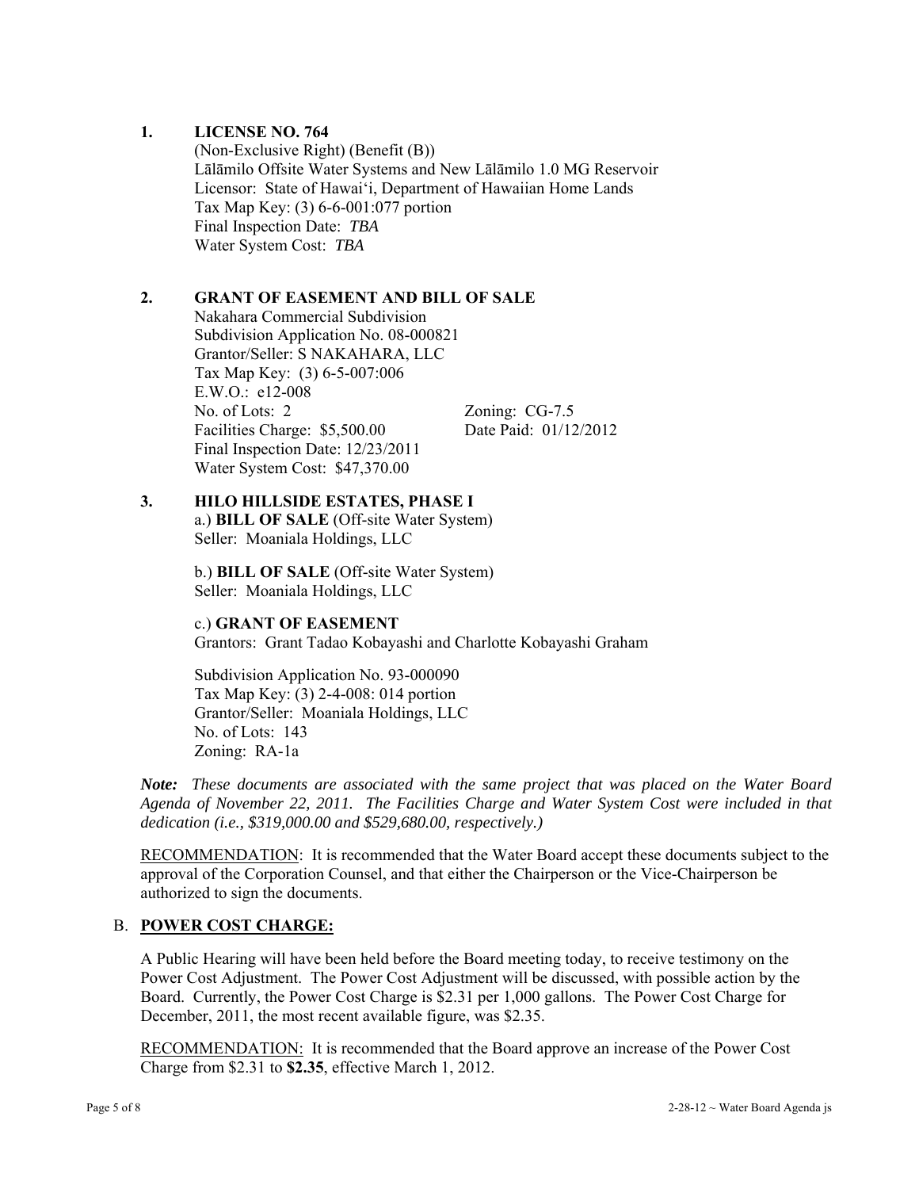1. **LICENSE NO. 764**
   (Non-Exclusive Right) (Benefit (B))
   Lālāmilo Offsite Water Systems and New Lālāmilo 1.0 MG Reservoir
   Licensor: State of Hawai'i, Department of Hawaiian Home Lands
   Tax Map Key: (3) 6-6-001:077 portion
   Final Inspection Date: *TBA*
   Water System Cost: *TBA*

2. **GRANT OF EASEMENT AND BILL OF SALE**
   Nakahara Commercial Subdivision
   Subdivision Application No. 08-000821
   Grantor/Seller: S NAKAHARA, LLC
   Tax Map Key: (3) 6-5-007:006
   E.W.O.: e12-008
   No. of Lots: 2 Zoning: CG-7.5
   Facilities Charge: $5,500.00 Date Paid: 01/12/2012
   Final Inspection Date: 12/23/2011
   Water System Cost: $47,370.00

3. **HILO HILLSIDE ESTATES, PHASE I**
   a.) **BILL OF SALE** (Off-site Water System)
   Seller: Moaniala Holdings, LLC

   b.) **BILL OF SALE** (Off-site Water System)
   Seller: Moaniala Holdings, LLC

   c.) **GRANT OF EASEMENT**
   Grantors: Grant Tadao Kobayashi and Charlotte Kobayashi Graham

   Subdivision Application No. 93-000090
   Tax Map Key: (3) 2-4-008: 014 portion
   Grantor/Seller: Moaniala Holdings, LLC
   No. of Lots: 143
   Zoning: RA-1a

***Note:*** *These documents are associated with the same project that was placed on the Water Board Agenda of November 22, 2011. The Facilities Charge and Water System Cost were included in that dedication (i.e., $319,000.00 and $529,680.00, respectively.)*

RECOMMENDATION: It is recommended that the Water Board accept these documents subject to the approval of the Corporation Counsel, and that either the Chairperson or the Vice-Chairperson be authorized to sign the documents.

B. **POWER COST CHARGE:**

A Public Hearing will have been held before the Board meeting today, to receive testimony on the Power Cost Adjustment. The Power Cost Adjustment will be discussed, with possible action by the Board. Currently, the Power Cost Charge is $2.31 per 1,000 gallons. The Power Cost Charge for December, 2011, the most recent available figure, was $2.35.

RECOMMENDATION: It is recommended that the Board approve an increase of the Power Cost Charge from $2.31 to **$2.35**, effective March 1, 2012.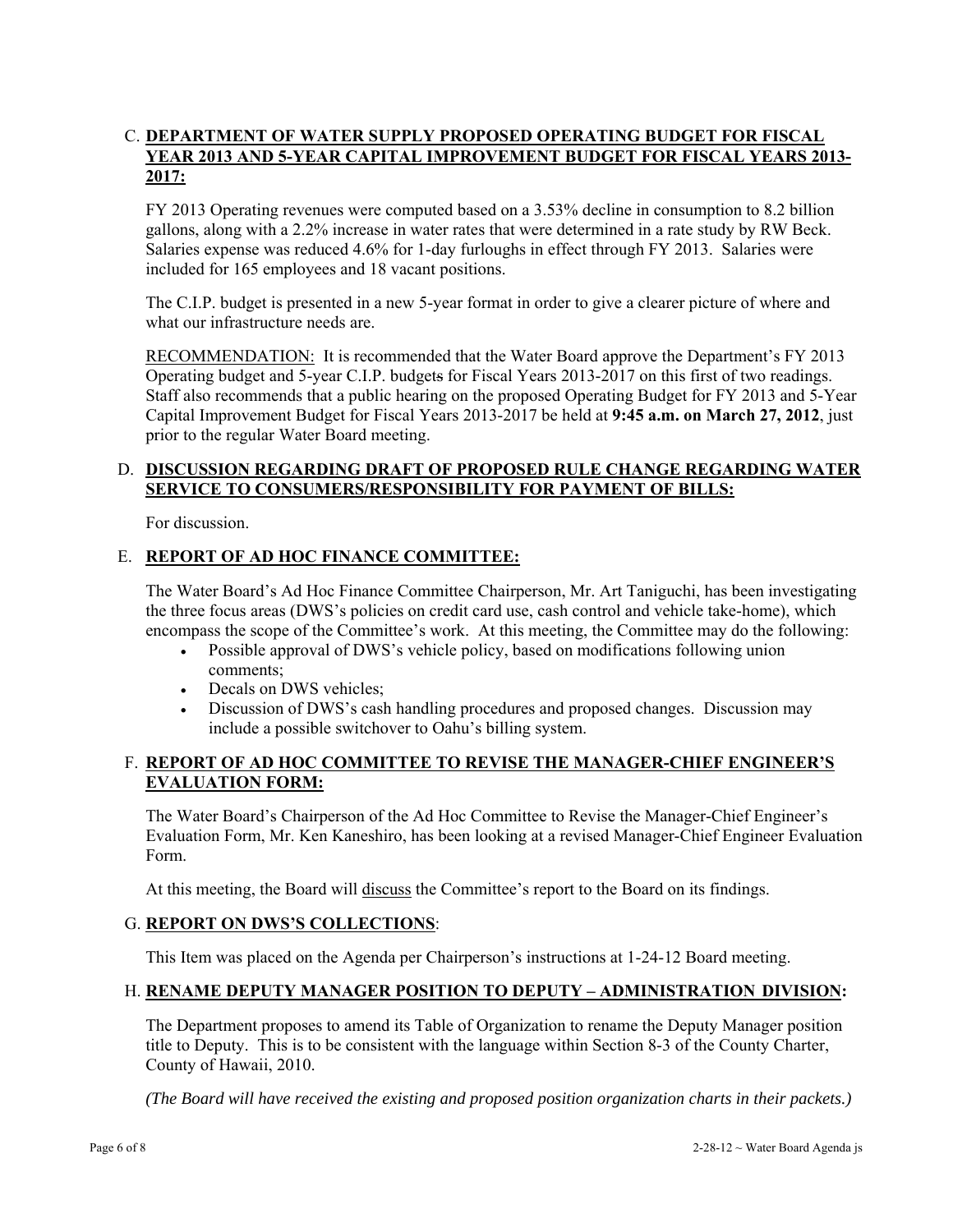C. **DEPARTMENT OF WATER SUPPLY PROPOSED OPERATING BUDGET FOR FISCAL YEAR 2013 AND 5-YEAR CAPITAL IMPROVEMENT BUDGET FOR FISCAL YEARS 2013-2017:**

FY 2013 Operating revenues were computed based on a 3.53% decline in consumption to 8.2 billion gallons, along with a 2.2% increase in water rates that were determined in a rate study by RW Beck. Salaries expense was reduced 4.6% for 1-day furloughs in effect through FY 2013. Salaries were included for 165 employees and 18 vacant positions.

The C.I.P. budget is presented in a new 5-year format in order to give a clearer picture of where and what our infrastructure needs are.

RECOMMENDATION: It is recommended that the Water Board approve the Department's FY 2013 Operating budget and 5-year C.I.P. budgets for Fiscal Years 2013-2017 on this first of two readings. Staff also recommends that a public hearing on the proposed Operating Budget for FY 2013 and 5-Year Capital Improvement Budget for Fiscal Years 2013-2017 be held at **9:45 a.m. on March 27, 2012**, just prior to the regular Water Board meeting.

D. **DISCUSSION REGARDING DRAFT OF PROPOSED RULE CHANGE REGARDING WATER SERVICE TO CONSUMERS/RESPONSIBILITY FOR PAYMENT OF BILLS:**

For discussion.

E. **REPORT OF AD HOC FINANCE COMMITTEE:**

The Water Board's Ad Hoc Finance Committee Chairperson, Mr. Art Taniguchi, has been investigating the three focus areas (DWS's policies on credit card use, cash control and vehicle take-home), which encompass the scope of the Committee's work. At this meeting, the Committee may do the following:

- Possible approval of DWS's vehicle policy, based on modifications following union comments;
- Decals on DWS vehicles;
- Discussion of DWS's cash handling procedures and proposed changes. Discussion may include a possible switchover to Oahu's billing system.

F. **REPORT OF AD HOC COMMITTEE TO REVISE THE MANAGER-CHIEF ENGINEER'S EVALUATION FORM:**

The Water Board's Chairperson of the Ad Hoc Committee to Revise the Manager-Chief Engineer's Evaluation Form, Mr. Ken Kaneshiro, has been looking at a revised Manager-Chief Engineer Evaluation Form.

At this meeting, the Board will discuss the Committee's report to the Board on its findings.

G. **REPORT ON DWS'S COLLECTIONS**:

This Item was placed on the Agenda per Chairperson's instructions at 1-24-12 Board meeting.

H. **RENAME DEPUTY MANAGER POSITION TO DEPUTY – ADMINISTRATION DIVISION**:

The Department proposes to amend its Table of Organization to rename the Deputy Manager position title to Deputy. This is to be consistent with the language within Section 8-3 of the County Charter, County of Hawaii, 2010.

*(The Board will have received the existing and proposed position organization charts in their packets.)*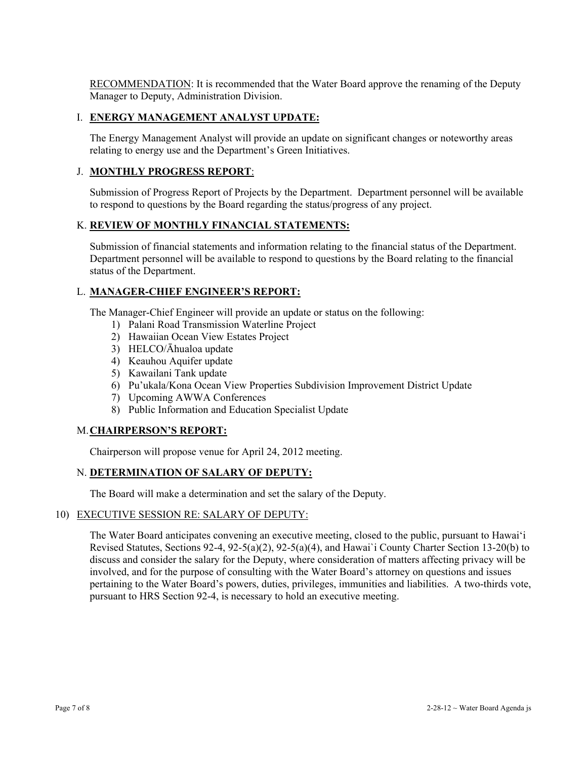RECOMMENDATION: It is recommended that the Water Board approve the renaming of the Deputy Manager to Deputy, Administration Division.

## I. ENERGY MANAGEMENT ANALYST UPDATE:

The Energy Management Analyst will provide an update on significant changes or noteworthy areas relating to energy use and the Department's Green Initiatives.

## J. MONTHLY PROGRESS REPORT:

Submission of Progress Report of Projects by the Department. Department personnel will be available to respond to questions by the Board regarding the status/progress of any project.

## K. REVIEW OF MONTHLY FINANCIAL STATEMENTS:

Submission of financial statements and information relating to the financial status of the Department. Department personnel will be available to respond to questions by the Board relating to the financial status of the Department.

## L. MANAGER-CHIEF ENGINEER'S REPORT:

The Manager-Chief Engineer will provide an update or status on the following:

1) Palani Road Transmission Waterline Project
2) Hawaiian Ocean View Estates Project
3) HELCO/Āhualoa update
4) Keauhou Aquifer update
5) Kawailani Tank update
6) Pu'ukala/Kona Ocean View Properties Subdivision Improvement District Update
7) Upcoming AWWA Conferences
8) Public Information and Education Specialist Update

## M. CHAIRPERSON'S REPORT:

Chairperson will propose venue for April 24, 2012 meeting.

## N. DETERMINATION OF SALARY OF DEPUTY:

The Board will make a determination and set the salary of the Deputy.

## 10) EXECUTIVE SESSION RE: SALARY OF DEPUTY:

The Water Board anticipates convening an executive meeting, closed to the public, pursuant to Hawai'i Revised Statutes, Sections 92-4, 92-5(a)(2), 92-5(a)(4), and Hawai`i County Charter Section 13-20(b) to discuss and consider the salary for the Deputy, where consideration of matters affecting privacy will be involved, and for the purpose of consulting with the Water Board's attorney on questions and issues pertaining to the Water Board's powers, duties, privileges, immunities and liabilities. A two-thirds vote, pursuant to HRS Section 92-4, is necessary to hold an executive meeting.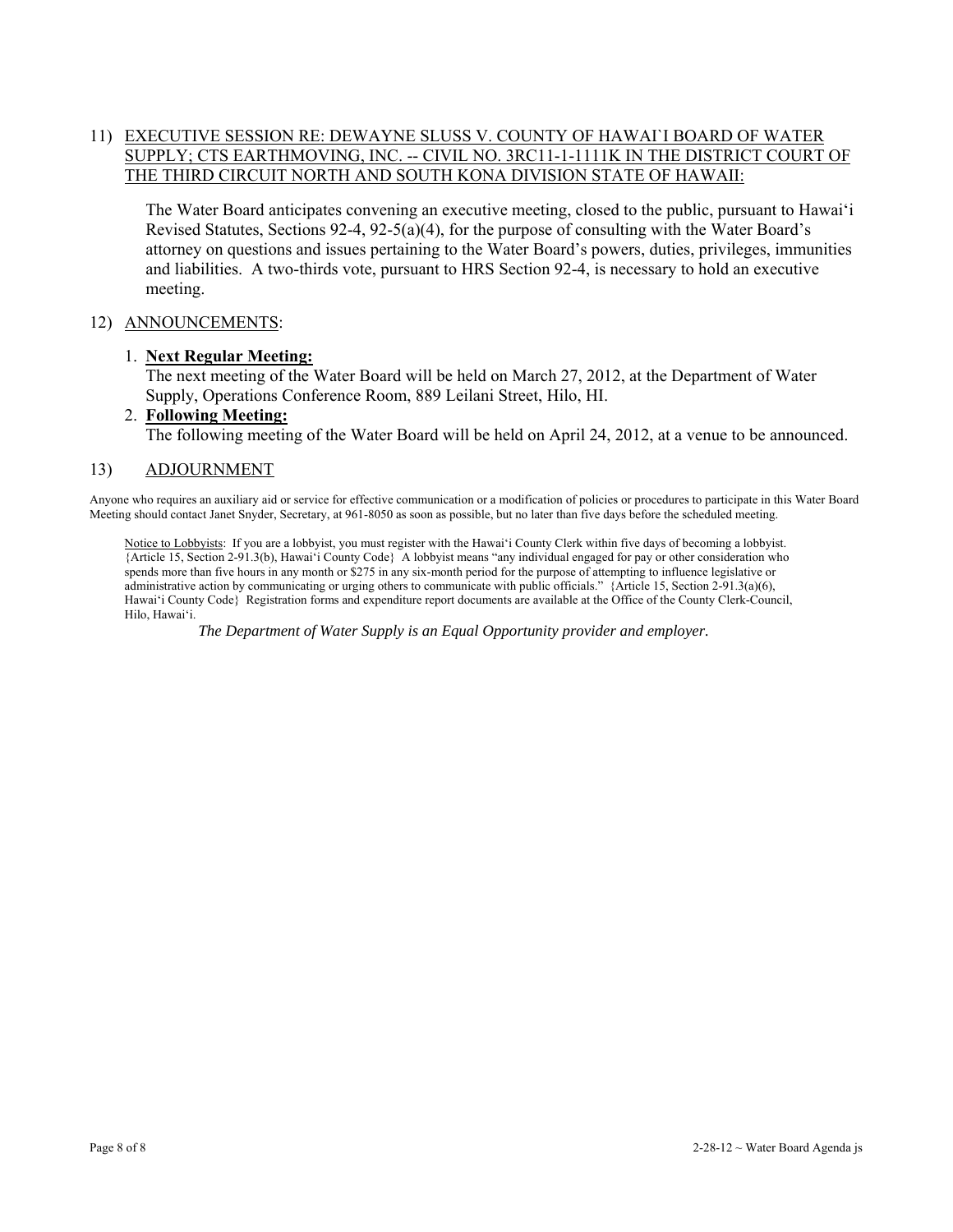11) <u>EXECUTIVE SESSION RE: DEWAYNE SLUSS V. COUNTY OF HAWAI`I BOARD OF WATER SUPPLY; CTS EARTHMOVING, INC. -- CIVIL NO. 3RC11-1-1111K IN THE DISTRICT COURT OF THE THIRD CIRCUIT NORTH AND SOUTH KONA DIVISION STATE OF HAWAII:</u>

The Water Board anticipates convening an executive meeting, closed to the public, pursuant to Hawai'i Revised Statutes, Sections 92-4, 92-5(a)(4), for the purpose of consulting with the Water Board's attorney on questions and issues pertaining to the Water Board's powers, duties, privileges, immunities and liabilities. A two-thirds vote, pursuant to HRS Section 92-4, is necessary to hold an executive meeting.

12) <u>ANNOUNCEMENTS</u>:

1. **<u>Next Regular Meeting:</u>**
   The next meeting of the Water Board will be held on March 27, 2012, at the Department of Water Supply, Operations Conference Room, 889 Leilani Street, Hilo, HI.
2. **<u>Following Meeting:</u>**
   The following meeting of the Water Board will be held on April 24, 2012, at a venue to be announced.

13) <u>ADJOURNMENT</u>

Anyone who requires an auxiliary aid or service for effective communication or a modification of policies or procedures to participate in this Water Board Meeting should contact Janet Snyder, Secretary, at 961-8050 as soon as possible, but no later than five days before the scheduled meeting.

<u>Notice to Lobbyists</u>: If you are a lobbyist, you must register with the Hawai'i County Clerk within five days of becoming a lobbyist. {Article 15, Section 2-91.3(b), Hawai'i County Code} A lobbyist means "any individual engaged for pay or other consideration who spends more than five hours in any month or $275 in any six-month period for the purpose of attempting to influence legislative or administrative action by communicating or urging others to communicate with public officials." {Article 15, Section 2-91.3(a)(6), Hawai'i County Code} Registration forms and expenditure report documents are available at the Office of the County Clerk-Council, Hilo, Hawai'i.

*The Department of Water Supply is an Equal Opportunity provider and employer.*